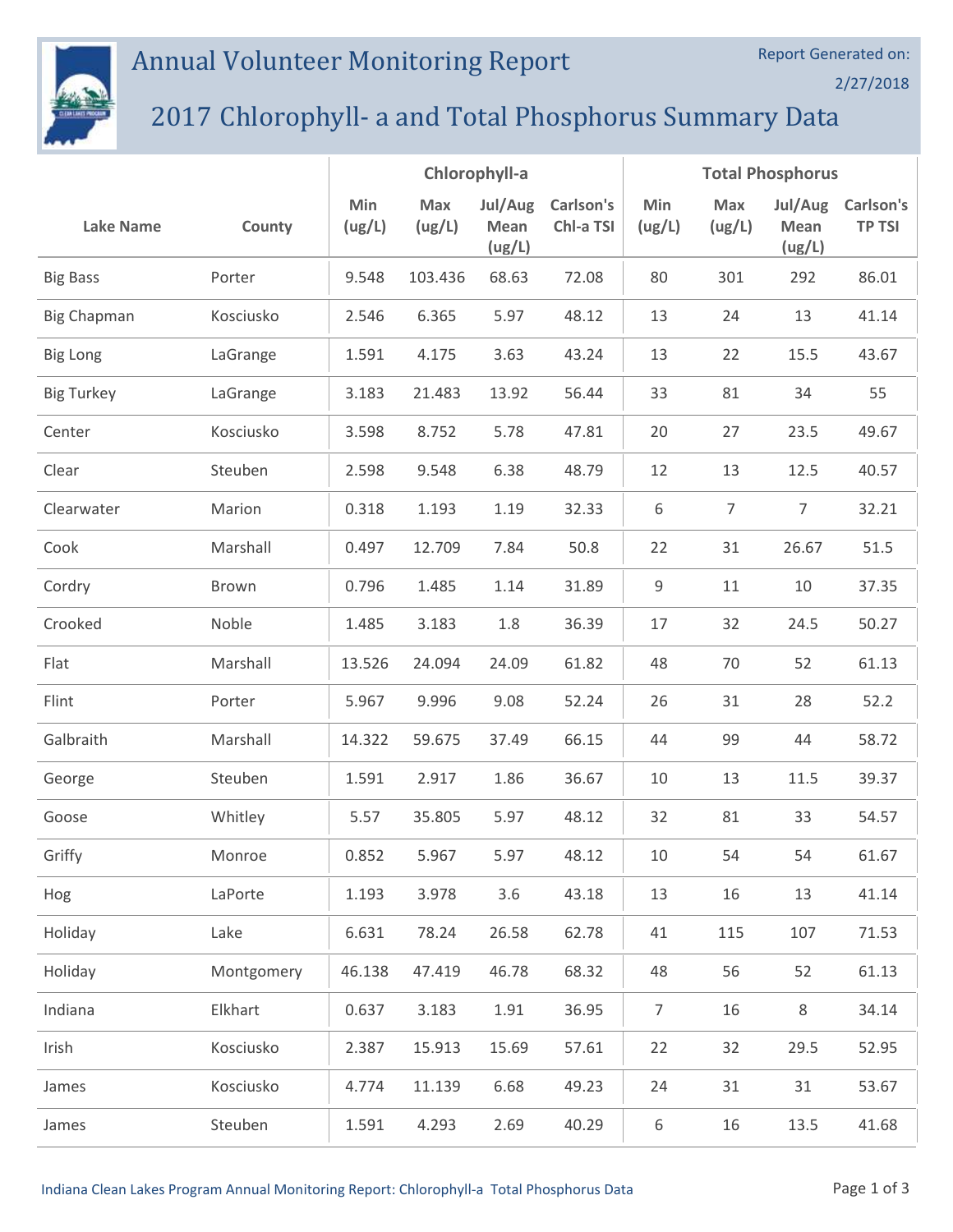# Annual Volunteer Monitoring Report

Report Generated on: 2/27/2018

## 2017 Chlorophyll- a and Total Phosphorus Summary Data

| Lake Name | County | Chlorophyll-a | | | | Total Phosphorus | | | |
|---|---|---|---|---|---|---|---|---|---|
| | | Min (ug/L) | Max (ug/L) | Jul/Aug Mean (ug/L) | Carlson's Chl-a TSI | Min (ug/L) | Max (ug/L) | Jul/Aug Mean (ug/L) | Carlson's TP TSI |
| Big Bass | Porter | 9.548 | 103.436 | 68.63 | 72.08 | 80 | 301 | 292 | 86.01 |
| Big Chapman | Kosciusko | 2.546 | 6.365 | 5.97 | 48.12 | 13 | 24 | 13 | 41.14 |
| Big Long | LaGrange | 1.591 | 4.175 | 3.63 | 43.24 | 13 | 22 | 15.5 | 43.67 |
| Big Turkey | LaGrange | 3.183 | 21.483 | 13.92 | 56.44 | 33 | 81 | 34 | 55 |
| Center | Kosciusko | 3.598 | 8.752 | 5.78 | 47.81 | 20 | 27 | 23.5 | 49.67 |
| Clear | Steuben | 2.598 | 9.548 | 6.38 | 48.79 | 12 | 13 | 12.5 | 40.57 |
| Clearwater | Marion | 0.318 | 1.193 | 1.19 | 32.33 | 6 | 7 | 7 | 32.21 |
| Cook | Marshall | 0.497 | 12.709 | 7.84 | 50.8 | 22 | 31 | 26.67 | 51.5 |
| Cordry | Brown | 0.796 | 1.485 | 1.14 | 31.89 | 9 | 11 | 10 | 37.35 |
| Crooked | Noble | 1.485 | 3.183 | 1.8 | 36.39 | 17 | 32 | 24.5 | 50.27 |
| Flat | Marshall | 13.526 | 24.094 | 24.09 | 61.82 | 48 | 70 | 52 | 61.13 |
| Flint | Porter | 5.967 | 9.996 | 9.08 | 52.24 | 26 | 31 | 28 | 52.2 |
| Galbraith | Marshall | 14.322 | 59.675 | 37.49 | 66.15 | 44 | 99 | 44 | 58.72 |
| George | Steuben | 1.591 | 2.917 | 1.86 | 36.67 | 10 | 13 | 11.5 | 39.37 |
| Goose | Whitley | 5.57 | 35.805 | 5.97 | 48.12 | 32 | 81 | 33 | 54.57 |
| Griffy | Monroe | 0.852 | 5.967 | 5.97 | 48.12 | 10 | 54 | 54 | 61.67 |
| Hog | LaPorte | 1.193 | 3.978 | 3.6 | 43.18 | 13 | 16 | 13 | 41.14 |
| Holiday | Lake | 6.631 | 78.24 | 26.58 | 62.78 | 41 | 115 | 107 | 71.53 |
| Holiday | Montgomery | 46.138 | 47.419 | 46.78 | 68.32 | 48 | 56 | 52 | 61.13 |
| Indiana | Elkhart | 0.637 | 3.183 | 1.91 | 36.95 | 7 | 16 | 8 | 34.14 |
| Irish | Kosciusko | 2.387 | 15.913 | 15.69 | 57.61 | 22 | 32 | 29.5 | 52.95 |
| James | Kosciusko | 4.774 | 11.139 | 6.68 | 49.23 | 24 | 31 | 31 | 53.67 |
| James | Steuben | 1.591 | 4.293 | 2.69 | 40.29 | 6 | 16 | 13.5 | 41.68 |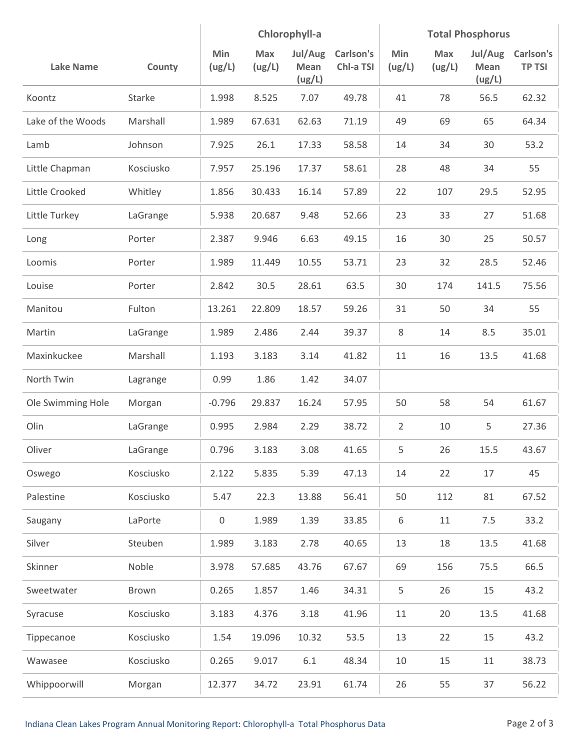| Lake Name | County | Chlorophyll-a | | | | Total Phosphorus | | | |
|---|---|---|---|---|---|---|---|---|---|
| | | Min (ug/L) | Max (ug/L) | Jul/Aug Mean (ug/L) | Carlson's Chl-a TSI | Min (ug/L) | Max (ug/L) | Jul/Aug Mean (ug/L) | Carlson's TP TSI |
| Koontz | Starke | 1.998 | 8.525 | 7.07 | 49.78 | 41 | 78 | 56.5 | 62.32 |
| Lake of the Woods | Marshall | 1.989 | 67.631 | 62.63 | 71.19 | 49 | 69 | 65 | 64.34 |
| Lamb | Johnson | 7.925 | 26.1 | 17.33 | 58.58 | 14 | 34 | 30 | 53.2 |
| Little Chapman | Kosciusko | 7.957 | 25.196 | 17.37 | 58.61 | 28 | 48 | 34 | 55 |
| Little Crooked | Whitley | 1.856 | 30.433 | 16.14 | 57.89 | 22 | 107 | 29.5 | 52.95 |
| Little Turkey | LaGrange | 5.938 | 20.687 | 9.48 | 52.66 | 23 | 33 | 27 | 51.68 |
| Long | Porter | 2.387 | 9.946 | 6.63 | 49.15 | 16 | 30 | 25 | 50.57 |
| Loomis | Porter | 1.989 | 11.449 | 10.55 | 53.71 | 23 | 32 | 28.5 | 52.46 |
| Louise | Porter | 2.842 | 30.5 | 28.61 | 63.5 | 30 | 174 | 141.5 | 75.56 |
| Manitou | Fulton | 13.261 | 22.809 | 18.57 | 59.26 | 31 | 50 | 34 | 55 |
| Martin | LaGrange | 1.989 | 2.486 | 2.44 | 39.37 | 8 | 14 | 8.5 | 35.01 |
| Maxinkuckee | Marshall | 1.193 | 3.183 | 3.14 | 41.82 | 11 | 16 | 13.5 | 41.68 |
| North Twin | Lagrange | 0.99 | 1.86 | 1.42 | 34.07 | | | | |
| Ole Swimming Hole | Morgan | -0.796 | 29.837 | 16.24 | 57.95 | 50 | 58 | 54 | 61.67 |
| Olin | LaGrange | 0.995 | 2.984 | 2.29 | 38.72 | 2 | 10 | 5 | 27.36 |
| Oliver | LaGrange | 0.796 | 3.183 | 3.08 | 41.65 | 5 | 26 | 15.5 | 43.67 |
| Oswego | Kosciusko | 2.122 | 5.835 | 5.39 | 47.13 | 14 | 22 | 17 | 45 |
| Palestine | Kosciusko | 5.47 | 22.3 | 13.88 | 56.41 | 50 | 112 | 81 | 67.52 |
| Saugany | LaPorte | 0 | 1.989 | 1.39 | 33.85 | 6 | 11 | 7.5 | 33.2 |
| Silver | Steuben | 1.989 | 3.183 | 2.78 | 40.65 | 13 | 18 | 13.5 | 41.68 |
| Skinner | Noble | 3.978 | 57.685 | 43.76 | 67.67 | 69 | 156 | 75.5 | 66.5 |
| Sweetwater | Brown | 0.265 | 1.857 | 1.46 | 34.31 | 5 | 26 | 15 | 43.2 |
| Syracuse | Kosciusko | 3.183 | 4.376 | 3.18 | 41.96 | 11 | 20 | 13.5 | 41.68 |
| Tippecanoe | Kosciusko | 1.54 | 19.096 | 10.32 | 53.5 | 13 | 22 | 15 | 43.2 |
| Wawasee | Kosciusko | 0.265 | 9.017 | 6.1 | 48.34 | 10 | 15 | 11 | 38.73 |
| Whippoorwill | Morgan | 12.377 | 34.72 | 23.91 | 61.74 | 26 | 55 | 37 | 56.22 |

Indiana Clean Lakes Program Annual Monitoring Report: Chlorophyll-a Total Phosphorus Data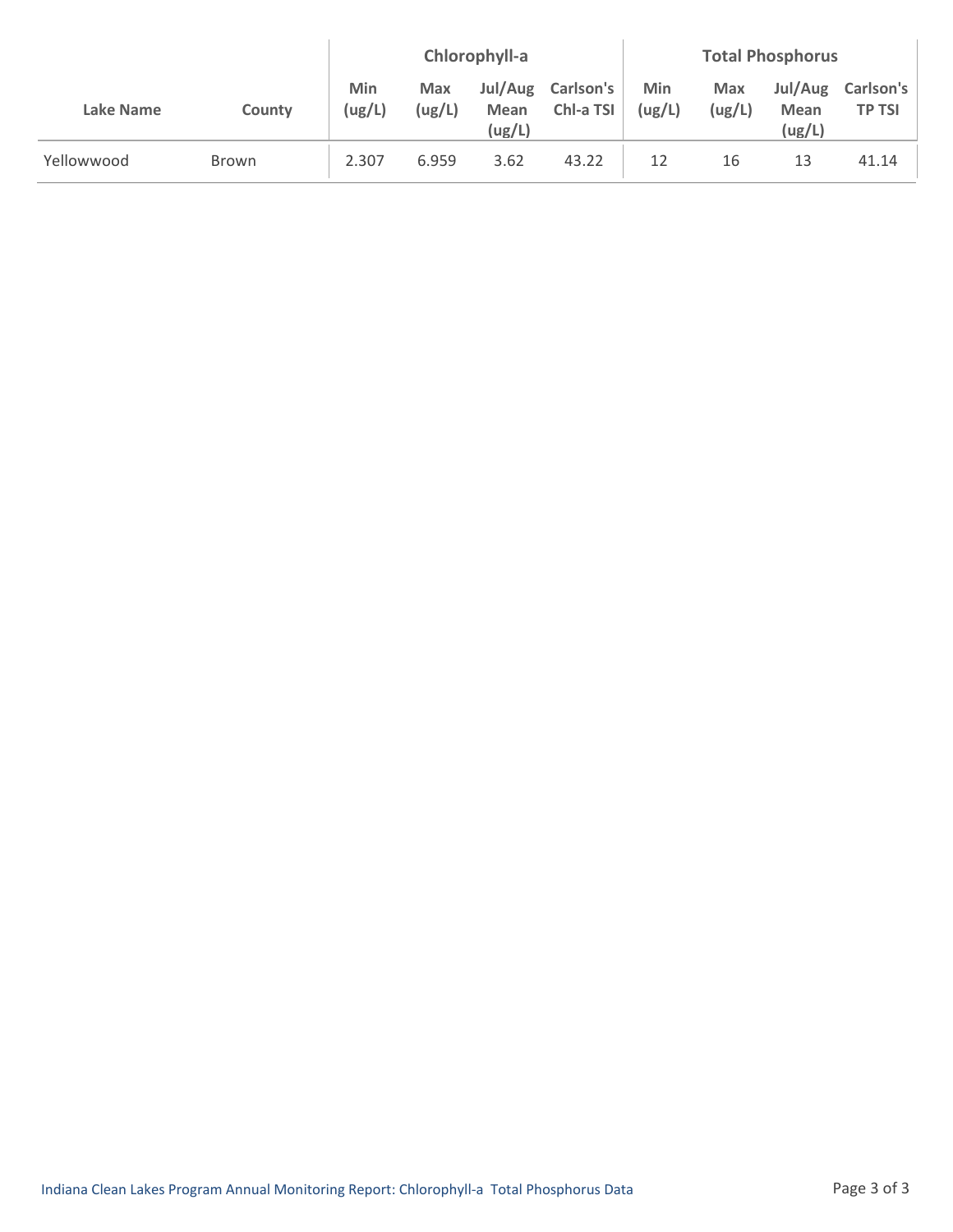| | | Chlorophyll-a | | | | Total Phosphorus | | | |
|---|---|---|---|---|---|---|---|---|---|
| Lake Name | County | Min (ug/L) | Max (ug/L) | Jul/Aug Mean (ug/L) | Carlson's Chl-a TSI | Min (ug/L) | Max (ug/L) | Jul/Aug Mean (ug/L) | Carlson's TP TSI |
| Yellowwood | Brown | 2.307 | 6.959 | 3.62 | 43.22 | 12 | 16 | 13 | 41.14 |